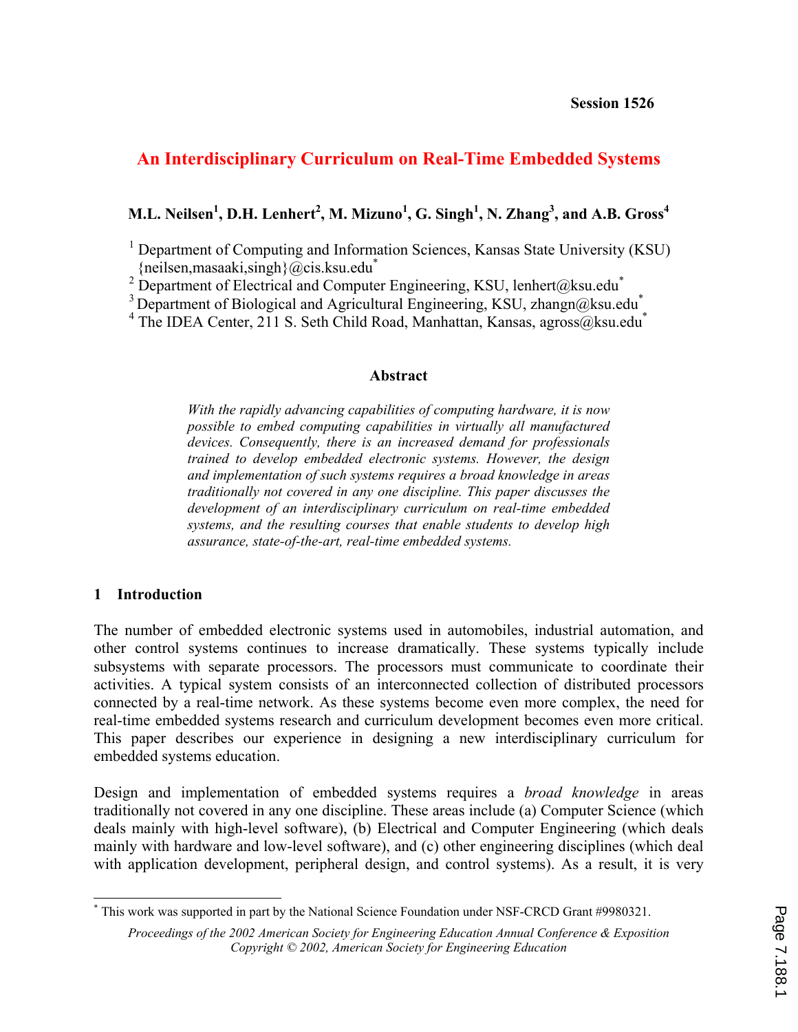Session 1526

# An Interdisciplinary Curriculum on Real-Time Embedded Systems

**M.L. Neilsen[1], D.H. Lenhert[2], M. Mizuno[1], G. Singh[1], N. Zhang[3], and A.B. Gross[4]**

[1] Department of Computing and Information Sciences, Kansas State University (KSU) {neilsen,masaaki,singh}@cis.ksu.edu*
[2] Department of Electrical and Computer Engineering, KSU, lenhert@ksu.edu*
[3] Department of Biological and Agricultural Engineering, KSU, zhangn@ksu.edu*
[4] The IDEA Center, 211 S. Seth Child Road, Manhattan, Kansas, agross@ksu.edu*

### Abstract

*With the rapidly advancing capabilities of computing hardware, it is now possible to embed computing capabilities in virtually all manufactured devices. Consequently, there is an increased demand for professionals trained to develop embedded electronic systems. However, the design and implementation of such systems requires a broad knowledge in areas traditionally not covered in any one discipline. This paper discusses the development of an interdisciplinary curriculum on real-time embedded systems, and the resulting courses that enable students to develop high assurance, state-of-the-art, real-time embedded systems.*

## 1 Introduction

The number of embedded electronic systems used in automobiles, industrial automation, and other control systems continues to increase dramatically. These systems typically include subsystems with separate processors. The processors must communicate to coordinate their activities. A typical system consists of an interconnected collection of distributed processors connected by a real-time network. As these systems become even more complex, the need for real-time embedded systems research and curriculum development becomes even more critical. This paper describes our experience in designing a new interdisciplinary curriculum for embedded systems education.

Design and implementation of embedded systems requires a *broad knowledge* in areas traditionally not covered in any one discipline. These areas include (a) Computer Science (which deals mainly with high-level software), (b) Electrical and Computer Engineering (which deals mainly with hardware and low-level software), and (c) other engineering disciplines (which deal with application development, peripheral design, and control systems). As a result, it is very

* This work was supported in part by the National Science Foundation under NSF-CRCD Grant #9980321.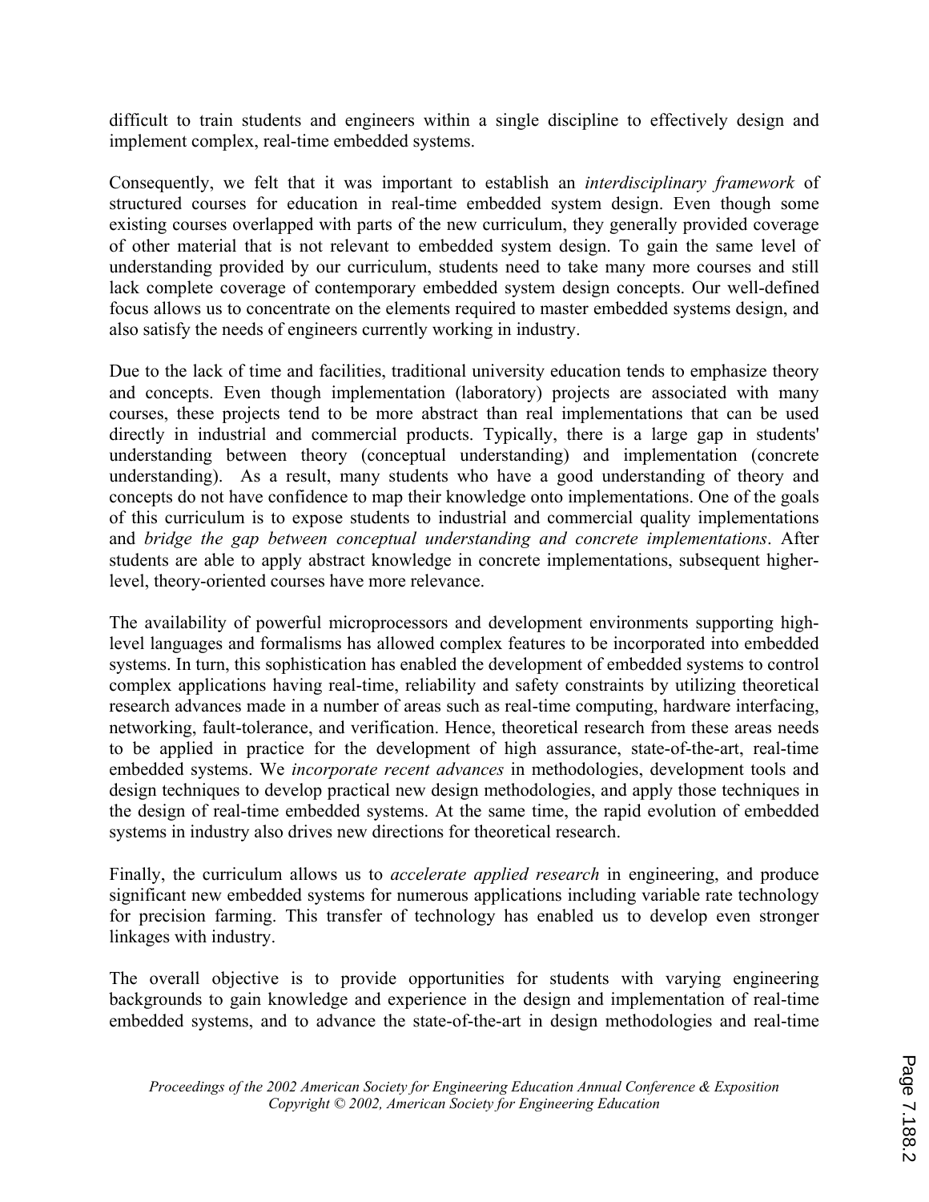difficult to train students and engineers within a single discipline to effectively design and implement complex, real-time embedded systems.

Consequently, we felt that it was important to establish an *interdisciplinary framework* of structured courses for education in real-time embedded system design. Even though some existing courses overlapped with parts of the new curriculum, they generally provided coverage of other material that is not relevant to embedded system design. To gain the same level of understanding provided by our curriculum, students need to take many more courses and still lack complete coverage of contemporary embedded system design concepts. Our well-defined focus allows us to concentrate on the elements required to master embedded systems design, and also satisfy the needs of engineers currently working in industry.

Due to the lack of time and facilities, traditional university education tends to emphasize theory and concepts. Even though implementation (laboratory) projects are associated with many courses, these projects tend to be more abstract than real implementations that can be used directly in industrial and commercial products. Typically, there is a large gap in students' understanding between theory (conceptual understanding) and implementation (concrete understanding). As a result, many students who have a good understanding of theory and concepts do not have confidence to map their knowledge onto implementations. One of the goals of this curriculum is to expose students to industrial and commercial quality implementations and *bridge the gap between conceptual understanding and concrete implementations*. After students are able to apply abstract knowledge in concrete implementations, subsequent higher-level, theory-oriented courses have more relevance.

The availability of powerful microprocessors and development environments supporting high-level languages and formalisms has allowed complex features to be incorporated into embedded systems. In turn, this sophistication has enabled the development of embedded systems to control complex applications having real-time, reliability and safety constraints by utilizing theoretical research advances made in a number of areas such as real-time computing, hardware interfacing, networking, fault-tolerance, and verification. Hence, theoretical research from these areas needs to be applied in practice for the development of high assurance, state-of-the-art, real-time embedded systems. We *incorporate recent advances* in methodologies, development tools and design techniques to develop practical new design methodologies, and apply those techniques in the design of real-time embedded systems. At the same time, the rapid evolution of embedded systems in industry also drives new directions for theoretical research.

Finally, the curriculum allows us to *accelerate applied research* in engineering, and produce significant new embedded systems for numerous applications including variable rate technology for precision farming. This transfer of technology has enabled us to develop even stronger linkages with industry.

The overall objective is to provide opportunities for students with varying engineering backgrounds to gain knowledge and experience in the design and implementation of real-time embedded systems, and to advance the state-of-the-art in design methodologies and real-time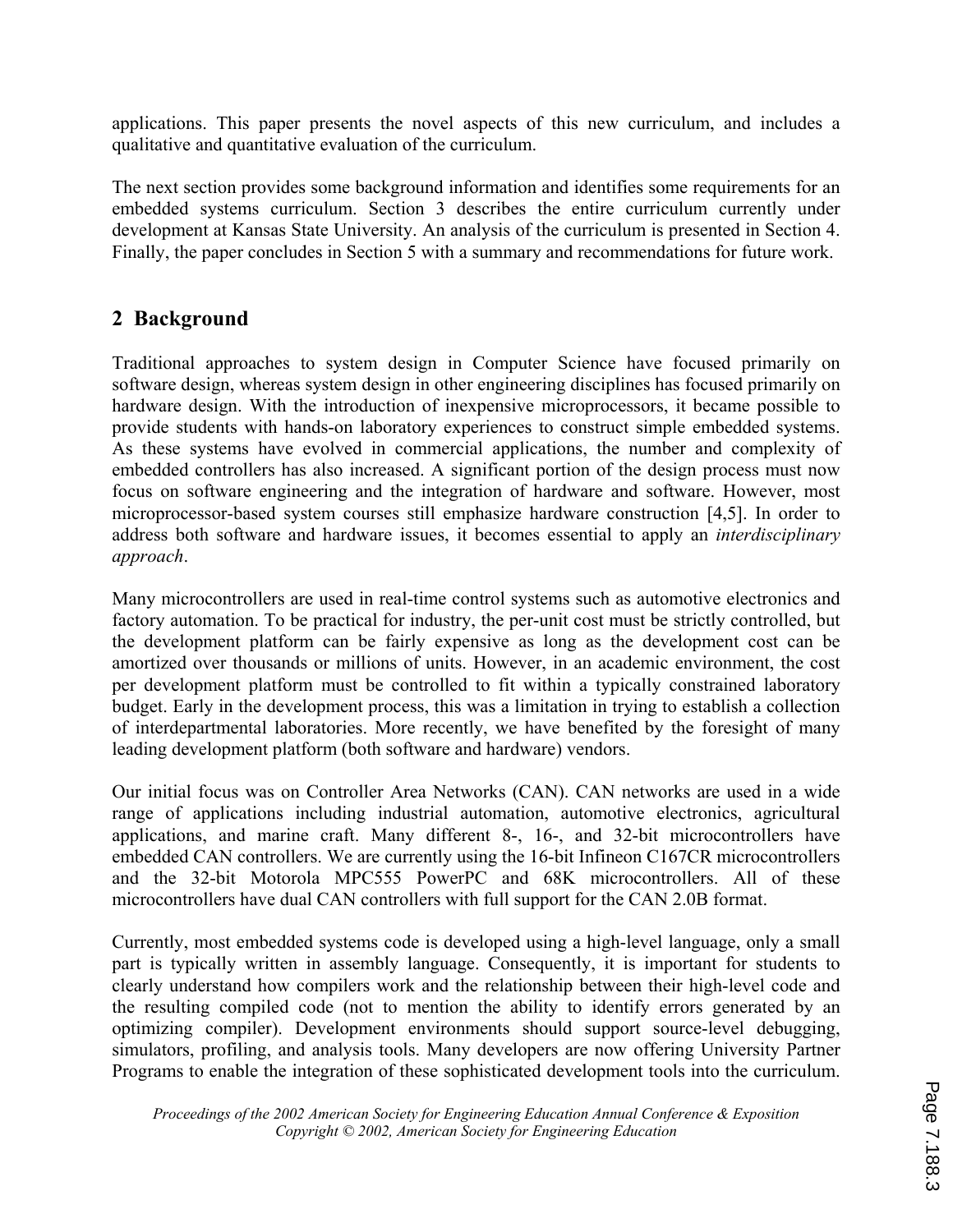applications. This paper presents the novel aspects of this new curriculum, and includes a qualitative and quantitative evaluation of the curriculum.

The next section provides some background information and identifies some requirements for an embedded systems curriculum. Section 3 describes the entire curriculum currently under development at Kansas State University. An analysis of the curriculum is presented in Section 4. Finally, the paper concludes in Section 5 with a summary and recommendations for future work.

## 2 Background

Traditional approaches to system design in Computer Science have focused primarily on software design, whereas system design in other engineering disciplines has focused primarily on hardware design. With the introduction of inexpensive microprocessors, it became possible to provide students with hands-on laboratory experiences to construct simple embedded systems. As these systems have evolved in commercial applications, the number and complexity of embedded controllers has also increased. A significant portion of the design process must now focus on software engineering and the integration of hardware and software. However, most microprocessor-based system courses still emphasize hardware construction [4,5]. In order to address both software and hardware issues, it becomes essential to apply an *interdisciplinary approach*.

Many microcontrollers are used in real-time control systems such as automotive electronics and factory automation. To be practical for industry, the per-unit cost must be strictly controlled, but the development platform can be fairly expensive as long as the development cost can be amortized over thousands or millions of units. However, in an academic environment, the cost per development platform must be controlled to fit within a typically constrained laboratory budget. Early in the development process, this was a limitation in trying to establish a collection of interdepartmental laboratories. More recently, we have benefited by the foresight of many leading development platform (both software and hardware) vendors.

Our initial focus was on Controller Area Networks (CAN). CAN networks are used in a wide range of applications including industrial automation, automotive electronics, agricultural applications, and marine craft. Many different 8-, 16-, and 32-bit microcontrollers have embedded CAN controllers. We are currently using the 16-bit Infineon C167CR microcontrollers and the 32-bit Motorola MPC555 PowerPC and 68K microcontrollers. All of these microcontrollers have dual CAN controllers with full support for the CAN 2.0B format.

Currently, most embedded systems code is developed using a high-level language, only a small part is typically written in assembly language. Consequently, it is important for students to clearly understand how compilers work and the relationship between their high-level code and the resulting compiled code (not to mention the ability to identify errors generated by an optimizing compiler). Development environments should support source-level debugging, simulators, profiling, and analysis tools. Many developers are now offering University Partner Programs to enable the integration of these sophisticated development tools into the curriculum.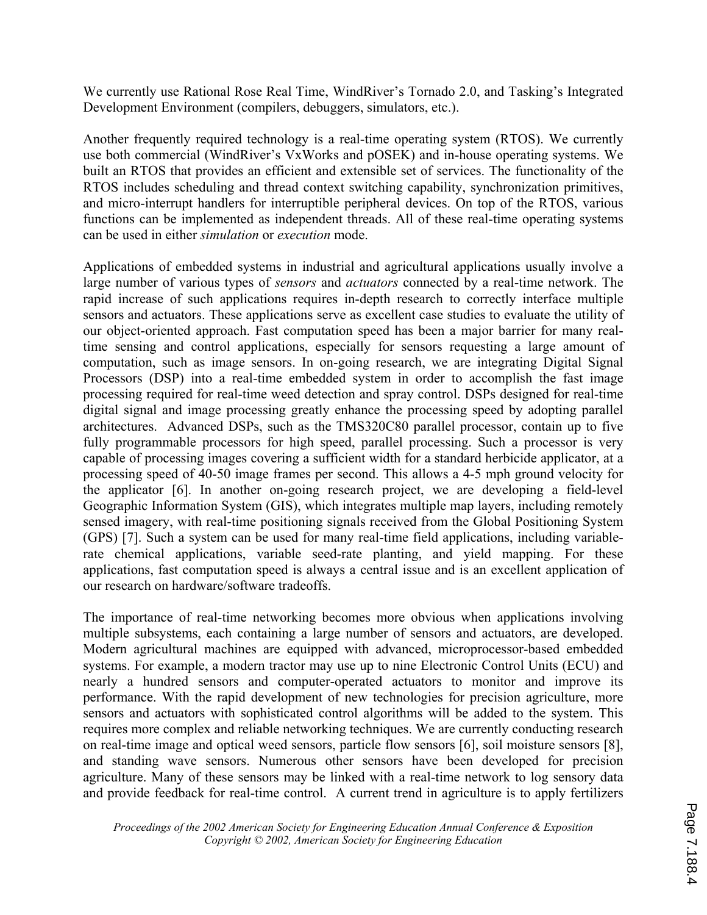We currently use Rational Rose Real Time, WindRiver's Tornado 2.0, and Tasking's Integrated Development Environment (compilers, debuggers, simulators, etc.).

Another frequently required technology is a real-time operating system (RTOS). We currently use both commercial (WindRiver's VxWorks and pOSEK) and in-house operating systems. We built an RTOS that provides an efficient and extensible set of services. The functionality of the RTOS includes scheduling and thread context switching capability, synchronization primitives, and micro-interrupt handlers for interruptible peripheral devices. On top of the RTOS, various functions can be implemented as independent threads. All of these real-time operating systems can be used in either *simulation* or *execution* mode.

Applications of embedded systems in industrial and agricultural applications usually involve a large number of various types of *sensors* and *actuators* connected by a real-time network. The rapid increase of such applications requires in-depth research to correctly interface multiple sensors and actuators. These applications serve as excellent case studies to evaluate the utility of our object-oriented approach. Fast computation speed has been a major barrier for many real-time sensing and control applications, especially for sensors requesting a large amount of computation, such as image sensors. In on-going research, we are integrating Digital Signal Processors (DSP) into a real-time embedded system in order to accomplish the fast image processing required for real-time weed detection and spray control. DSPs designed for real-time digital signal and image processing greatly enhance the processing speed by adopting parallel architectures. Advanced DSPs, such as the TMS320C80 parallel processor, contain up to five fully programmable processors for high speed, parallel processing. Such a processor is very capable of processing images covering a sufficient width for a standard herbicide applicator, at a processing speed of 40-50 image frames per second. This allows a 4-5 mph ground velocity for the applicator [6]. In another on-going research project, we are developing a field-level Geographic Information System (GIS), which integrates multiple map layers, including remotely sensed imagery, with real-time positioning signals received from the Global Positioning System (GPS) [7]. Such a system can be used for many real-time field applications, including variable-rate chemical applications, variable seed-rate planting, and yield mapping. For these applications, fast computation speed is always a central issue and is an excellent application of our research on hardware/software tradeoffs.

The importance of real-time networking becomes more obvious when applications involving multiple subsystems, each containing a large number of sensors and actuators, are developed. Modern agricultural machines are equipped with advanced, microprocessor-based embedded systems. For example, a modern tractor may use up to nine Electronic Control Units (ECU) and nearly a hundred sensors and computer-operated actuators to monitor and improve its performance. With the rapid development of new technologies for precision agriculture, more sensors and actuators with sophisticated control algorithms will be added to the system. This requires more complex and reliable networking techniques. We are currently conducting research on real-time image and optical weed sensors, particle flow sensors [6], soil moisture sensors [8], and standing wave sensors. Numerous other sensors have been developed for precision agriculture. Many of these sensors may be linked with a real-time network to log sensory data and provide feedback for real-time control. A current trend in agriculture is to apply fertilizers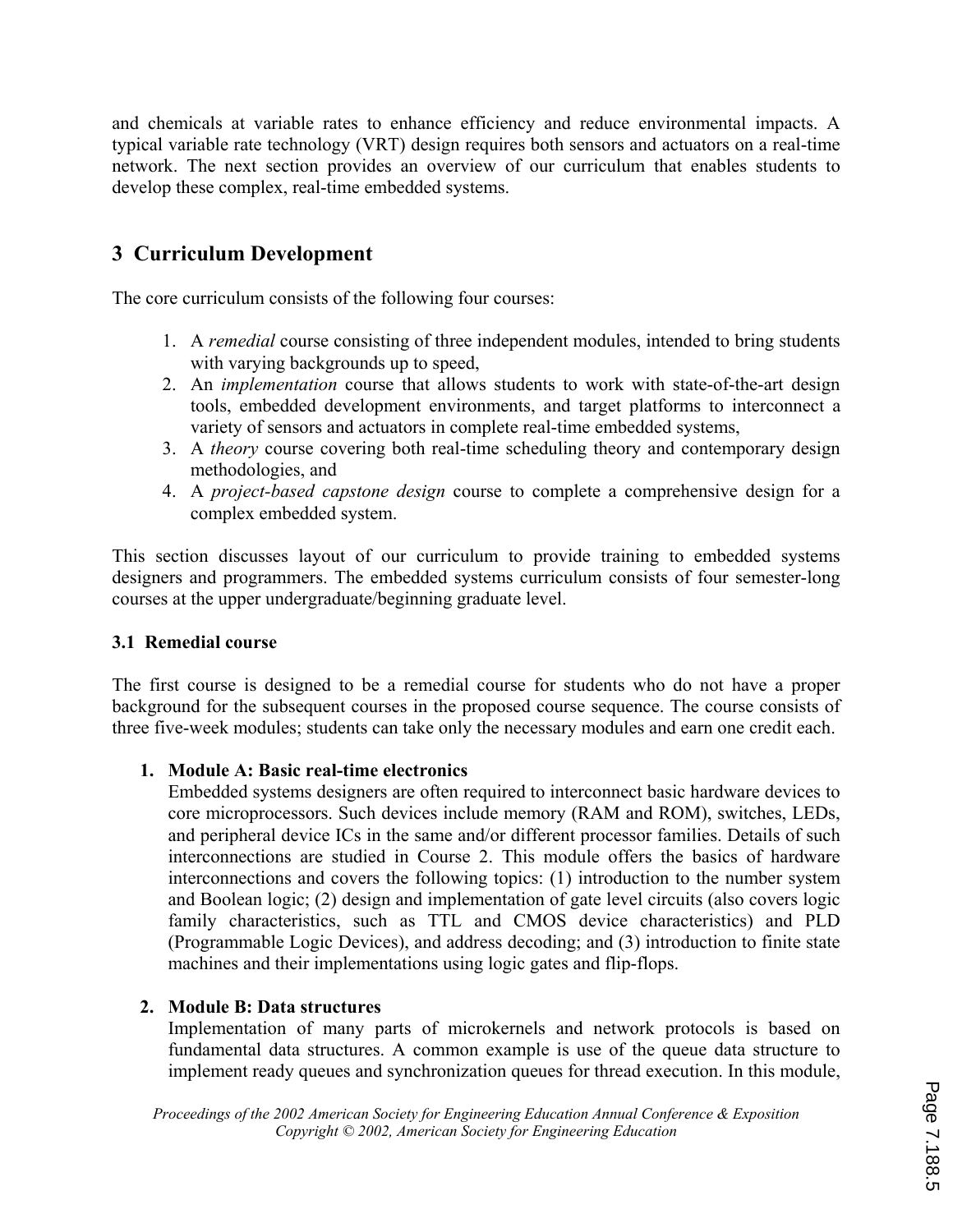and chemicals at variable rates to enhance efficiency and reduce environmental impacts. A typical variable rate technology (VRT) design requires both sensors and actuators on a real-time network. The next section provides an overview of our curriculum that enables students to develop these complex, real-time embedded systems.

## 3 Curriculum Development

The core curriculum consists of the following four courses:

1. A *remedial* course consisting of three independent modules, intended to bring students with varying backgrounds up to speed,
2. An *implementation* course that allows students to work with state-of-the-art design tools, embedded development environments, and target platforms to interconnect a variety of sensors and actuators in complete real-time embedded systems,
3. A *theory* course covering both real-time scheduling theory and contemporary design methodologies, and
4. A *project-based capstone design* course to complete a comprehensive design for a complex embedded system.

This section discusses layout of our curriculum to provide training to embedded systems designers and programmers. The embedded systems curriculum consists of four semester-long courses at the upper undergraduate/beginning graduate level.

### 3.1 Remedial course

The first course is designed to be a remedial course for students who do not have a proper background for the subsequent courses in the proposed course sequence. The course consists of three five-week modules; students can take only the necessary modules and earn one credit each.

1. **Module A: Basic real-time electronics**
   Embedded systems designers are often required to interconnect basic hardware devices to core microprocessors. Such devices include memory (RAM and ROM), switches, LEDs, and peripheral device ICs in the same and/or different processor families. Details of such interconnections are studied in Course 2. This module offers the basics of hardware interconnections and covers the following topics: (1) introduction to the number system and Boolean logic; (2) design and implementation of gate level circuits (also covers logic family characteristics, such as TTL and CMOS device characteristics) and PLD (Programmable Logic Devices), and address decoding; and (3) introduction to finite state machines and their implementations using logic gates and flip-flops.

2. **Module B: Data structures**
   Implementation of many parts of microkernels and network protocols is based on fundamental data structures. A common example is use of the queue data structure to implement ready queues and synchronization queues for thread execution. In this module,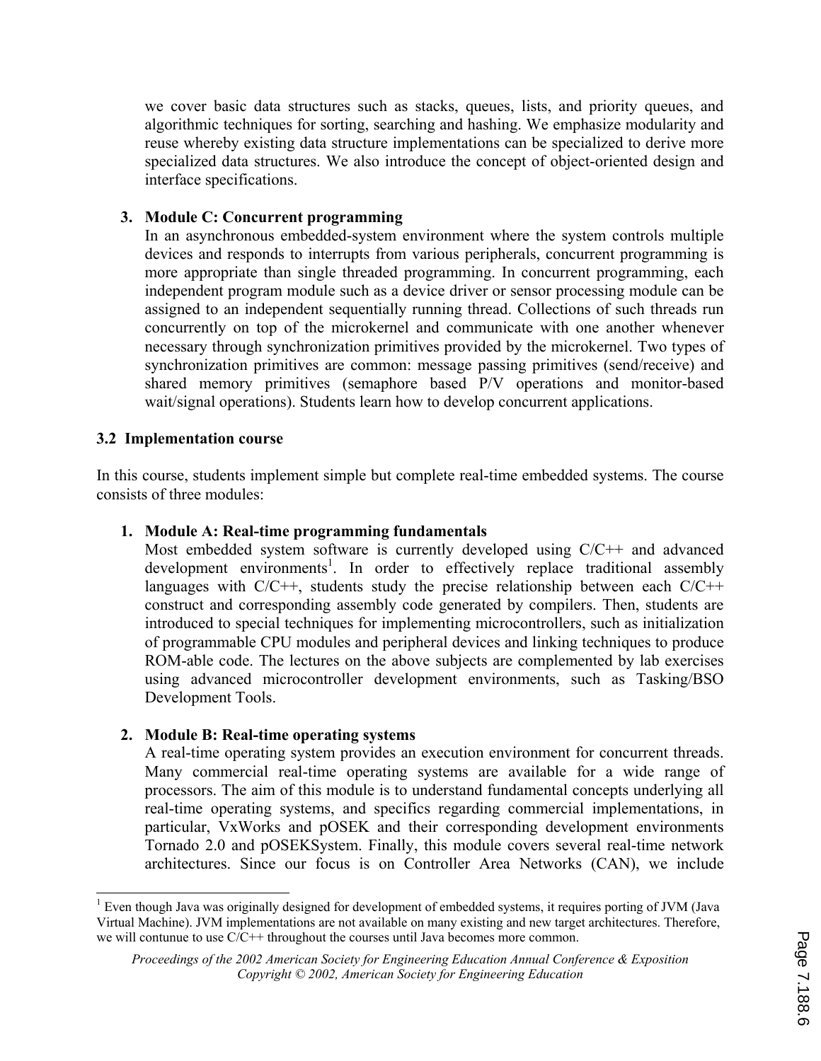we cover basic data structures such as stacks, queues, lists, and priority queues, and algorithmic techniques for sorting, searching and hashing. We emphasize modularity and reuse whereby existing data structure implementations can be specialized to derive more specialized data structures. We also introduce the concept of object-oriented design and interface specifications.

3. **Module C: Concurrent programming**
   In an asynchronous embedded-system environment where the system controls multiple devices and responds to interrupts from various peripherals, concurrent programming is more appropriate than single threaded programming. In concurrent programming, each independent program module such as a device driver or sensor processing module can be assigned to an independent sequentially running thread. Collections of such threads run concurrently on top of the microkernel and communicate with one another whenever necessary through synchronization primitives provided by the microkernel. Two types of synchronization primitives are common: message passing primitives (send/receive) and shared memory primitives (semaphore based P/V operations and monitor-based wait/signal operations). Students learn how to develop concurrent applications.

### 3.2 Implementation course

In this course, students implement simple but complete real-time embedded systems. The course consists of three modules:

1. **Module A: Real-time programming fundamentals**
   Most embedded system software is currently developed using C/C++ and advanced development environments[1]. In order to effectively replace traditional assembly languages with C/C++, students study the precise relationship between each C/C++ construct and corresponding assembly code generated by compilers. Then, students are introduced to special techniques for implementing microcontrollers, such as initialization of programmable CPU modules and peripheral devices and linking techniques to produce ROM-able code. The lectures on the above subjects are complemented by lab exercises using advanced microcontroller development environments, such as Tasking/BSO Development Tools.

2. **Module B: Real-time operating systems**
   A real-time operating system provides an execution environment for concurrent threads. Many commercial real-time operating systems are available for a wide range of processors. The aim of this module is to understand fundamental concepts underlying all real-time operating systems, and specifics regarding commercial implementations, in particular, VxWorks and pOSEK and their corresponding development environments Tornado 2.0 and pOSEKSystem. Finally, this module covers several real-time network architectures. Since our focus is on Controller Area Networks (CAN), we include

[1] Even though Java was originally designed for development of embedded systems, it requires porting of JVM (Java Virtual Machine). JVM implementations are not available on many existing and new target architectures. Therefore, we will contunue to use C/C++ throughout the courses until Java becomes more common.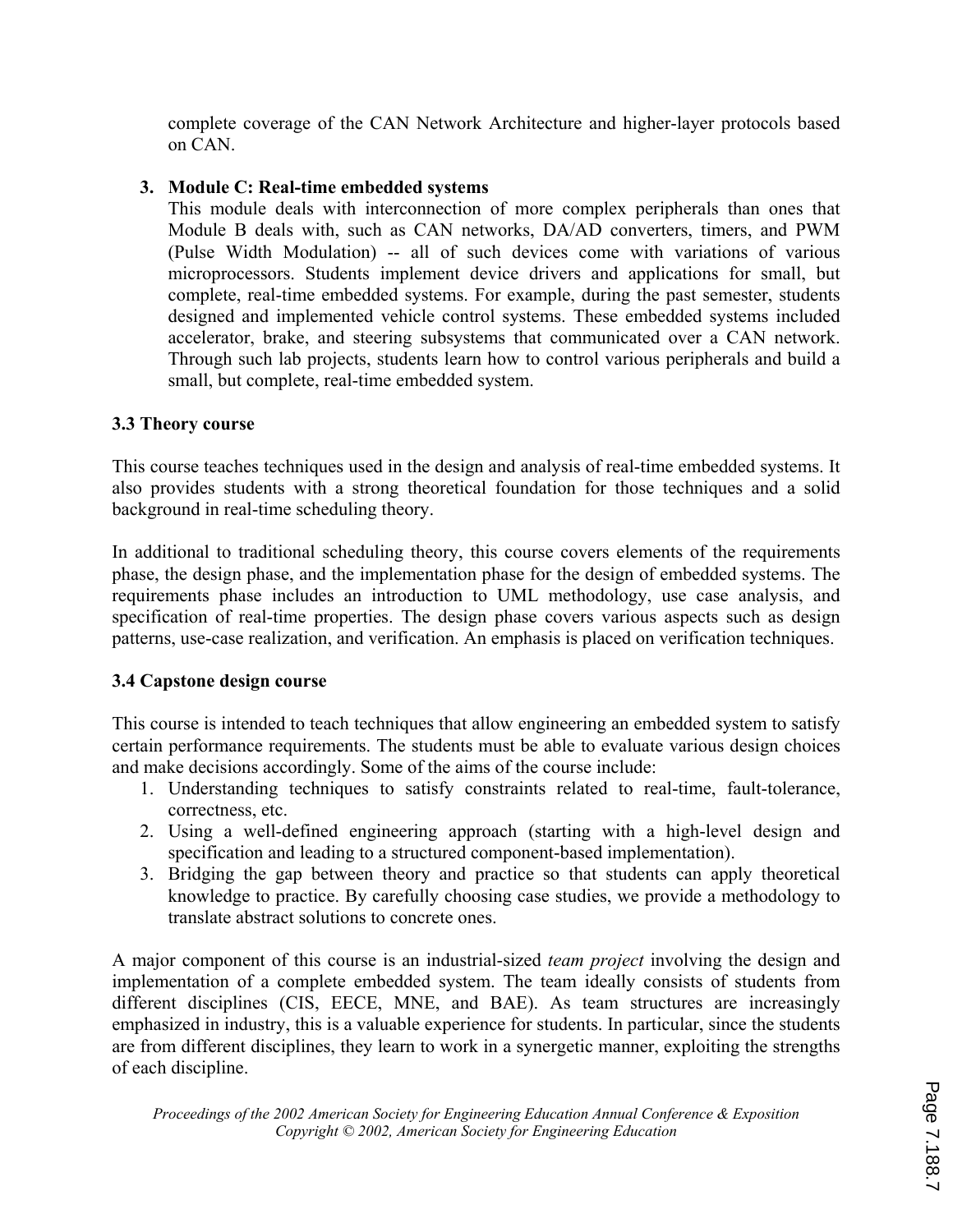complete coverage of the CAN Network Architecture and higher-layer protocols based on CAN.

3. **Module C: Real-time embedded systems**
   This module deals with interconnection of more complex peripherals than ones that Module B deals with, such as CAN networks, DA/AD converters, timers, and PWM (Pulse Width Modulation) -- all of such devices come with variations of various microprocessors. Students implement device drivers and applications for small, but complete, real-time embedded systems. For example, during the past semester, students designed and implemented vehicle control systems. These embedded systems included accelerator, brake, and steering subsystems that communicated over a CAN network. Through such lab projects, students learn how to control various peripherals and build a small, but complete, real-time embedded system.

### 3.3 Theory course

This course teaches techniques used in the design and analysis of real-time embedded systems. It also provides students with a strong theoretical foundation for those techniques and a solid background in real-time scheduling theory.

In additional to traditional scheduling theory, this course covers elements of the requirements phase, the design phase, and the implementation phase for the design of embedded systems. The requirements phase includes an introduction to UML methodology, use case analysis, and specification of real-time properties. The design phase covers various aspects such as design patterns, use-case realization, and verification. An emphasis is placed on verification techniques.

### 3.4 Capstone design course

This course is intended to teach techniques that allow engineering an embedded system to satisfy certain performance requirements. The students must be able to evaluate various design choices and make decisions accordingly. Some of the aims of the course include:

1. Understanding techniques to satisfy constraints related to real-time, fault-tolerance, correctness, etc.
2. Using a well-defined engineering approach (starting with a high-level design and specification and leading to a structured component-based implementation).
3. Bridging the gap between theory and practice so that students can apply theoretical knowledge to practice. By carefully choosing case studies, we provide a methodology to translate abstract solutions to concrete ones.

A major component of this course is an industrial-sized *team project* involving the design and implementation of a complete embedded system. The team ideally consists of students from different disciplines (CIS, EECE, MNE, and BAE). As team structures are increasingly emphasized in industry, this is a valuable experience for students. In particular, since the students are from different disciplines, they learn to work in a synergetic manner, exploiting the strengths of each discipline.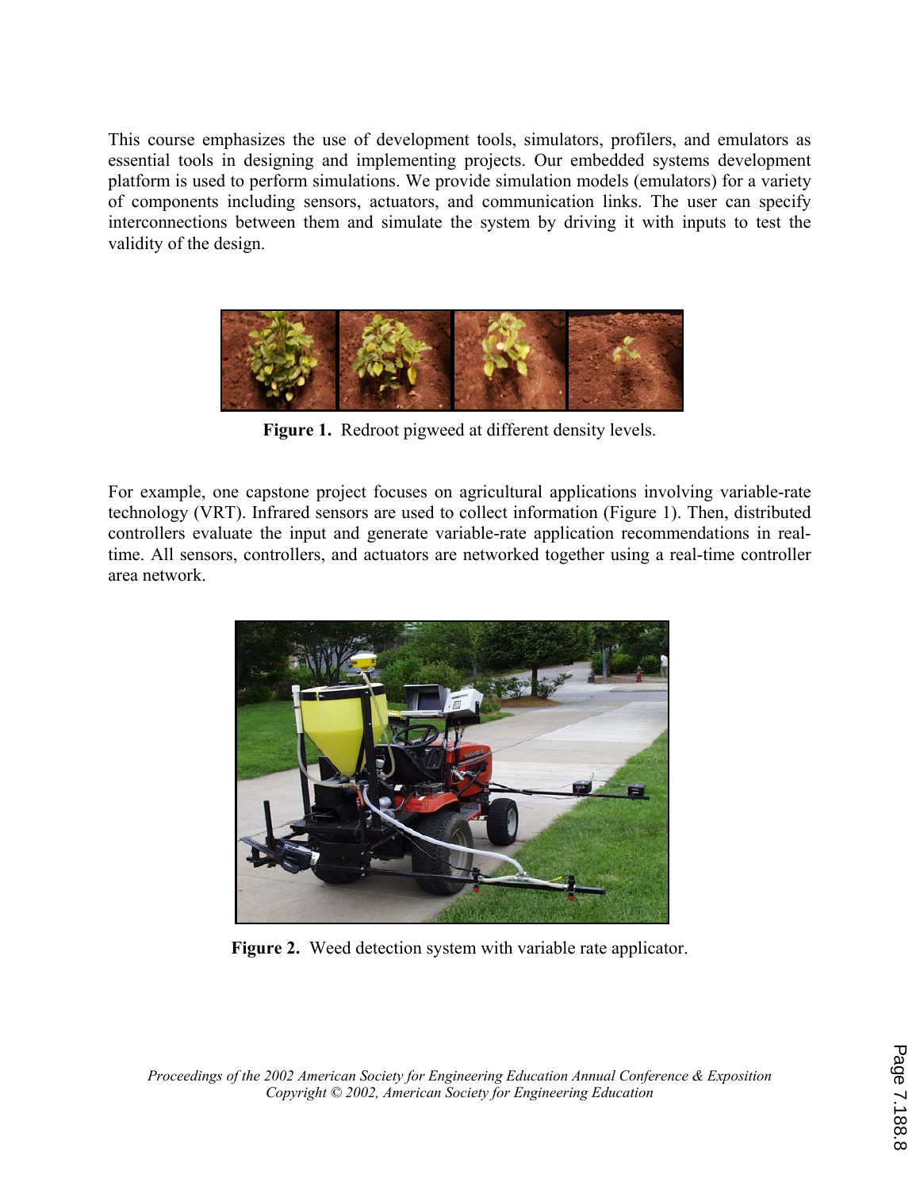This course emphasizes the use of development tools, simulators, profilers, and emulators as essential tools in designing and implementing projects. Our embedded systems development platform is used to perform simulations. We provide simulation models (emulators) for a variety of components including sensors, actuators, and communication links. The user can specify interconnections between them and simulate the system by driving it with inputs to test the validity of the design.

**Figure 1.** Redroot pigweed at different density levels.

For example, one capstone project focuses on agricultural applications involving variable-rate technology (VRT). Infrared sensors are used to collect information (Figure 1). Then, distributed controllers evaluate the input and generate variable-rate application recommendations in real-time. All sensors, controllers, and actuators are networked together using a real-time controller area network.

**Figure 2.** Weed detection system with variable rate applicator.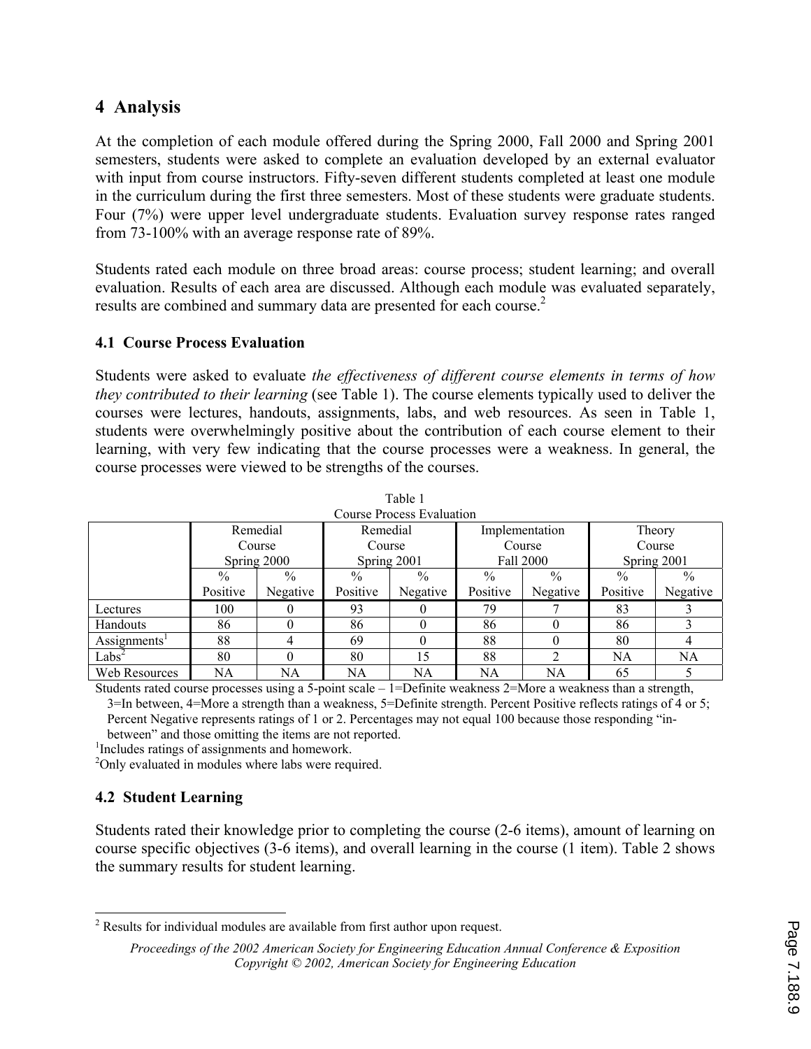## 4 Analysis

At the completion of each module offered during the Spring 2000, Fall 2000 and Spring 2001 semesters, students were asked to complete an evaluation developed by an external evaluator with input from course instructors. Fifty-seven different students completed at least one module in the curriculum during the first three semesters. Most of these students were graduate students. Four (7%) were upper level undergraduate students. Evaluation survey response rates ranged from 73-100% with an average response rate of 89%.

Students rated each module on three broad areas: course process; student learning; and overall evaluation. Results of each area are discussed. Although each module was evaluated separately, results are combined and summary data are presented for each course.[2]

### 4.1 Course Process Evaluation

Students were asked to evaluate *the effectiveness of different course elements in terms of how they contributed to their learning* (see Table 1). The course elements typically used to deliver the courses were lectures, handouts, assignments, labs, and web resources. As seen in Table 1, students were overwhelmingly positive about the contribution of each course element to their learning, with very few indicating that the course processes were a weakness. In general, the course processes were viewed to be strengths of the courses.

Table 1
Course Process Evaluation

| | Remedial Course Spring 2000 | | Remedial Course Spring 2001 | | Implementation Course Fall 2000 | | Theory Course Spring 2001 | |
|---|---|---|---|---|---|---|---|---|
| | % Positive | % Negative | % Positive | % Negative | % Positive | % Negative | % Positive | % Negative |
| Lectures | 100 | 0 | 93 | 0 | 79 | 7 | 83 | 3 |
| Handouts | 86 | 0 | 86 | 0 | 86 | 0 | 86 | 3 |
| Assignments[1] | 88 | 4 | 69 | 0 | 88 | 0 | 80 | 4 |
| Labs[2] | 80 | 0 | 80 | 15 | 88 | 2 | NA | NA |
| Web Resources | NA | NA | NA | NA | NA | NA | 65 | 5 |

Students rated course processes using a 5-point scale – 1=Definite weakness 2=More a weakness than a strength, 3=In between, 4=More a strength than a weakness, 5=Definite strength. Percent Positive reflects ratings of 4 or 5; Percent Negative represents ratings of 1 or 2. Percentages may not equal 100 because those responding "in-between" and those omitting the items are not reported.

[1]Includes ratings of assignments and homework.

[2]Only evaluated in modules where labs were required.

### 4.2 Student Learning

Students rated their knowledge prior to completing the course (2-6 items), amount of learning on course specific objectives (3-6 items), and overall learning in the course (1 item). Table 2 shows the summary results for student learning.

[2] Results for individual modules are available from first author upon request.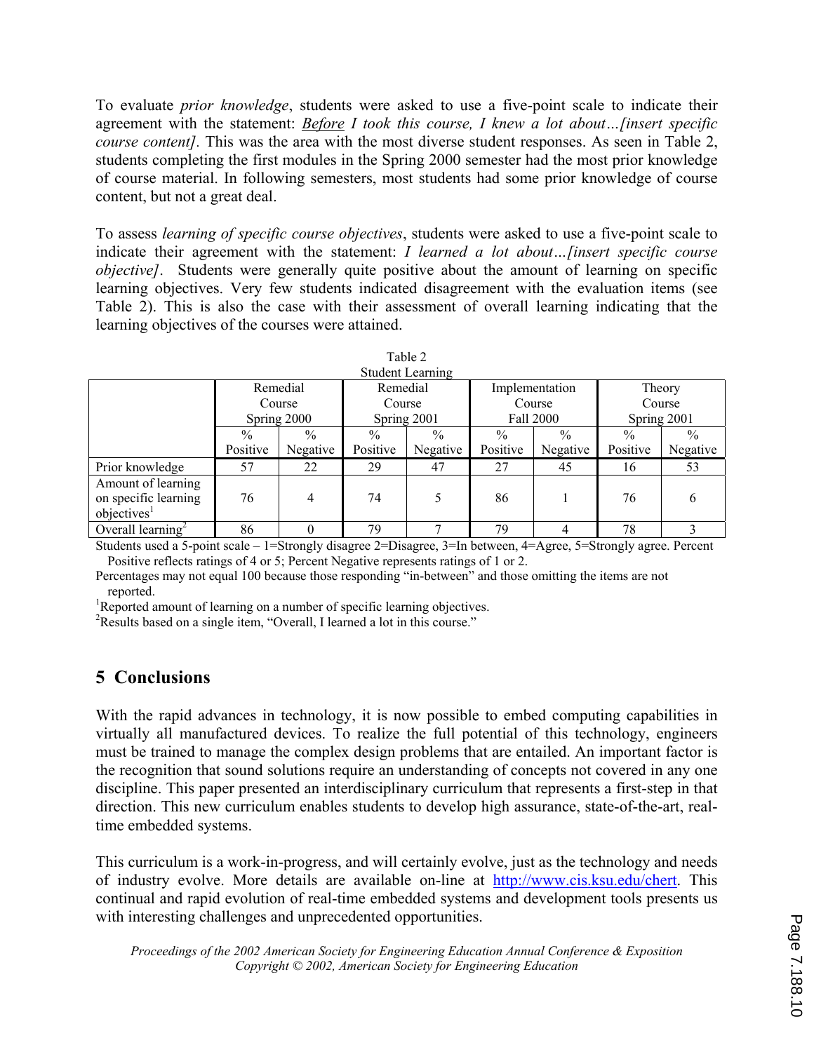To evaluate *prior knowledge*, students were asked to use a five-point scale to indicate their agreement with the statement: ***Before** I took this course, I knew a lot about…[insert specific course content]*. This was the area with the most diverse student responses. As seen in Table 2, students completing the first modules in the Spring 2000 semester had the most prior knowledge of course material. In following semesters, most students had some prior knowledge of course content, but not a great deal.

To assess *learning of specific course objectives*, students were asked to use a five-point scale to indicate their agreement with the statement: *I learned a lot about…[insert specific course objective]*. Students were generally quite positive about the amount of learning on specific learning objectives. Very few students indicated disagreement with the evaluation items (see Table 2). This is also the case with their assessment of overall learning indicating that the learning objectives of the courses were attained.

Table 2
Student Learning

| | Remedial Course Spring 2000 | | Remedial Course Spring 2001 | | Implementation Course Fall 2000 | | Theory Course Spring 2001 | |
|---|---|---|---|---|---|---|---|---|
| | % Positive | % Negative | % Positive | % Negative | % Positive | % Negative | % Positive | % Negative |
| Prior knowledge | 57 | 22 | 29 | 47 | 27 | 45 | 16 | 53 |
| Amount of learning on specific learning objectives[1] | 76 | 4 | 74 | 5 | 86 | 1 | 76 | 6 |
| Overall learning[2] | 86 | 0 | 79 | 7 | 79 | 4 | 78 | 3 |

Students used a 5-point scale – 1=Strongly disagree 2=Disagree, 3=In between, 4=Agree, 5=Strongly agree. Percent Positive reflects ratings of 4 or 5; Percent Negative represents ratings of 1 or 2.

Percentages may not equal 100 because those responding "in-between" and those omitting the items are not reported.

[1]Reported amount of learning on a number of specific learning objectives.

[2]Results based on a single item, "Overall, I learned a lot in this course."

## 5 Conclusions

With the rapid advances in technology, it is now possible to embed computing capabilities in virtually all manufactured devices. To realize the full potential of this technology, engineers must be trained to manage the complex design problems that are entailed. An important factor is the recognition that sound solutions require an understanding of concepts not covered in any one discipline. This paper presented an interdisciplinary curriculum that represents a first-step in that direction. This new curriculum enables students to develop high assurance, state-of-the-art, real-time embedded systems.

This curriculum is a work-in-progress, and will certainly evolve, just as the technology and needs of industry evolve. More details are available on-line at http://www.cis.ksu.edu/chert. This continual and rapid evolution of real-time embedded systems and development tools presents us with interesting challenges and unprecedented opportunities.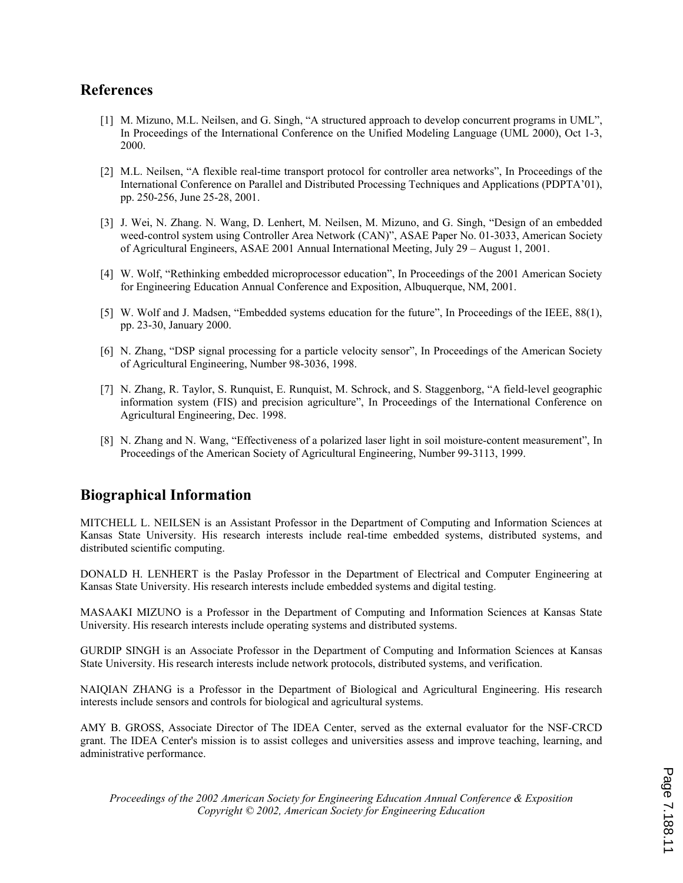## References

[1] M. Mizuno, M.L. Neilsen, and G. Singh, “A structured approach to develop concurrent programs in UML”, In Proceedings of the International Conference on the Unified Modeling Language (UML 2000), Oct 1-3, 2000.

[2] M.L. Neilsen, “A flexible real-time transport protocol for controller area networks”, In Proceedings of the International Conference on Parallel and Distributed Processing Techniques and Applications (PDPTA’01), pp. 250-256, June 25-28, 2001.

[3] J. Wei, N. Zhang. N. Wang, D. Lenhert, M. Neilsen, M. Mizuno, and G. Singh, “Design of an embedded weed-control system using Controller Area Network (CAN)”, ASAE Paper No. 01-3033, American Society of Agricultural Engineers, ASAE 2001 Annual International Meeting, July 29 – August 1, 2001.

[4] W. Wolf, “Rethinking embedded microprocessor education”, In Proceedings of the 2001 American Society for Engineering Education Annual Conference and Exposition, Albuquerque, NM, 2001.

[5] W. Wolf and J. Madsen, “Embedded systems education for the future”, In Proceedings of the IEEE, 88(1), pp. 23-30, January 2000.

[6] N. Zhang, “DSP signal processing for a particle velocity sensor”, In Proceedings of the American Society of Agricultural Engineering, Number 98-3036, 1998.

[7] N. Zhang, R. Taylor, S. Runquist, E. Runquist, M. Schrock, and S. Staggenborg, “A field-level geographic information system (FIS) and precision agriculture”, In Proceedings of the International Conference on Agricultural Engineering, Dec. 1998.

[8] N. Zhang and N. Wang, “Effectiveness of a polarized laser light in soil moisture-content measurement”, In Proceedings of the American Society of Agricultural Engineering, Number 99-3113, 1999.

## Biographical Information

MITCHELL L. NEILSEN is an Assistant Professor in the Department of Computing and Information Sciences at Kansas State University. His research interests include real-time embedded systems, distributed systems, and distributed scientific computing.

DONALD H. LENHERT is the Paslay Professor in the Department of Electrical and Computer Engineering at Kansas State University. His research interests include embedded systems and digital testing.

MASAAKI MIZUNO is a Professor in the Department of Computing and Information Sciences at Kansas State University. His research interests include operating systems and distributed systems.

GURDIP SINGH is an Associate Professor in the Department of Computing and Information Sciences at Kansas State University. His research interests include network protocols, distributed systems, and verification.

NAIQIAN ZHANG is a Professor in the Department of Biological and Agricultural Engineering. His research interests include sensors and controls for biological and agricultural systems.

AMY B. GROSS, Associate Director of The IDEA Center, served as the external evaluator for the NSF-CRCD grant. The IDEA Center's mission is to assist colleges and universities assess and improve teaching, learning, and administrative performance.